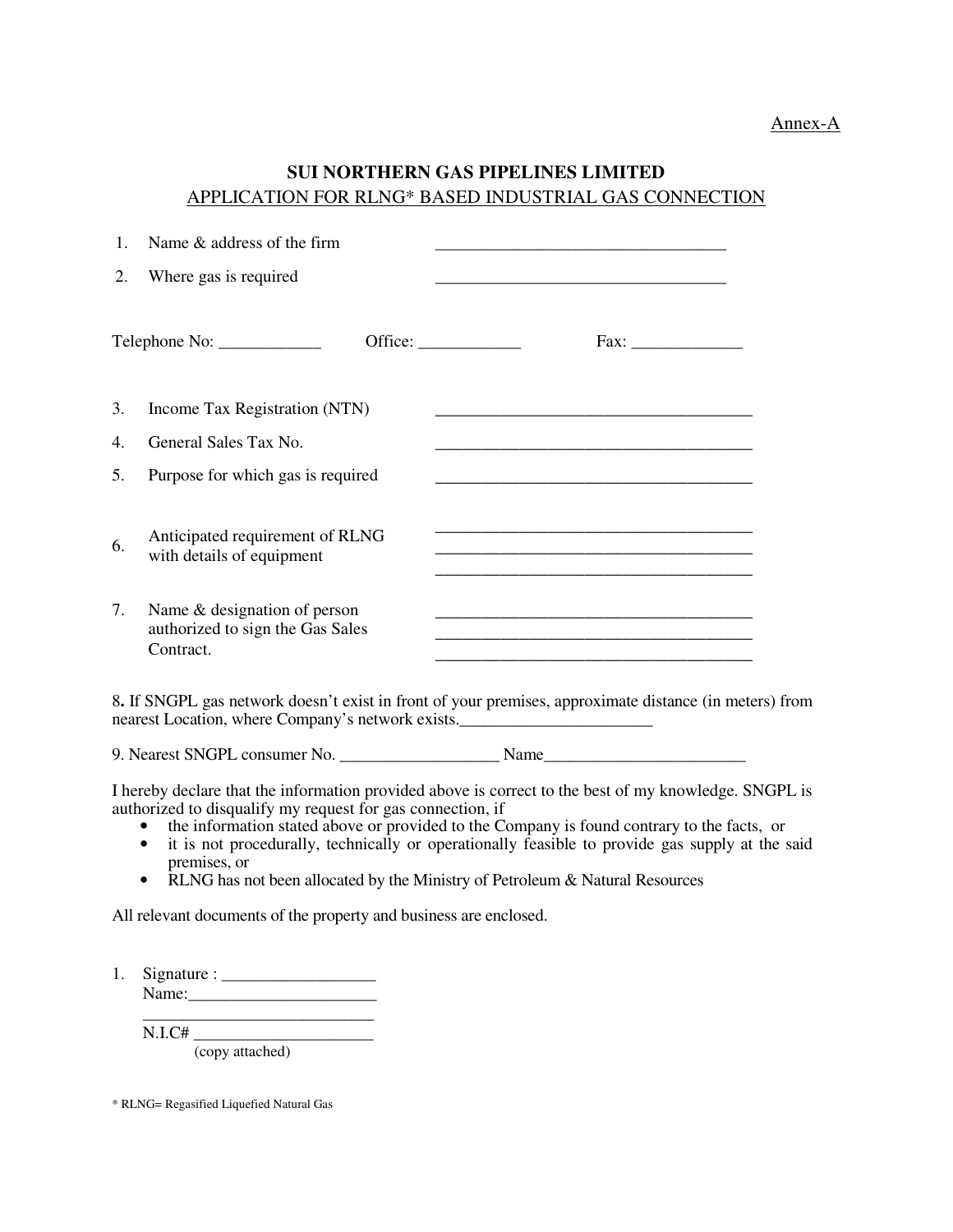Annex-A

## SUI NORTHERN GAS PIPELINES LIMITED

### APPLICATION FOR RLNG* BASED INDUSTRIAL GAS CONNECTION

1. Name & address of the firm __________________________________
2. Where gas is required __________________________________

Telephone No: ____________ Office: ____________ Fax: _____________

3. Income Tax Registration (NTN) _____________________________________
4. General Sales Tax No. _____________________________________
5. Purpose for which gas is required _____________________________________
6. Anticipated requirement of RLNG with details of equipment _____________________________________
   _____________________________________
   _____________________________________
7. Name & designation of person authorized to sign the Gas Sales Contract. _____________________________________
   _____________________________________
   _____________________________________

**8.** If SNGPL gas network doesn't exist in front of your premises, approximate distance (in meters) from nearest Location, where Company's network exists.______________________

9. Nearest SNGPL consumer No. ___________________ Name________________________

I hereby declare that the information provided above is correct to the best of my knowledge. SNGPL is authorized to disqualify my request for gas connection, if

- the information stated above or provided to the Company is found contrary to the facts, or
- it is not procedurally, technically or operationally feasible to provide gas supply at the said premises, or
- RLNG has not been allocated by the Ministry of Petroleum & Natural Resources

All relevant documents of the property and business are enclosed.

1. Signature : __________________
   Name:______________________
   __________________________
   N.I.C# _____________________
   (copy attached)

\* RLNG= Regasified Liquefied Natural Gas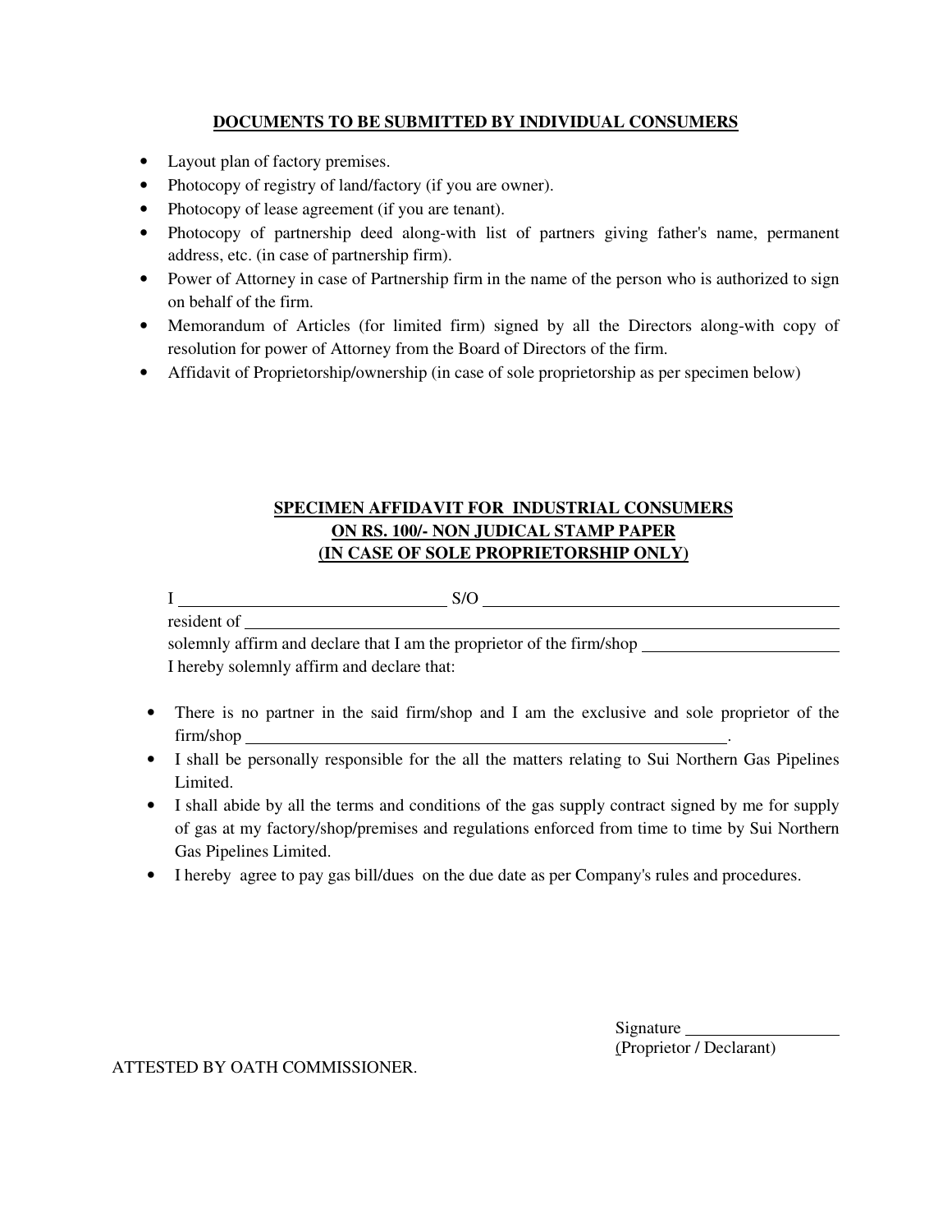## DOCUMENTS TO BE SUBMITTED BY INDIVIDUAL CONSUMERS

- Layout plan of factory premises.
- Photocopy of registry of land/factory (if you are owner).
- Photocopy of lease agreement (if you are tenant).
- Photocopy of partnership deed along-with list of partners giving father's name, permanent address, etc. (in case of partnership firm).
- Power of Attorney in case of Partnership firm in the name of the person who is authorized to sign on behalf of the firm.
- Memorandum of Articles (for limited firm) signed by all the Directors along-with copy of resolution for power of Attorney from the Board of Directors of the firm.
- Affidavit of Proprietorship/ownership (in case of sole proprietorship as per specimen below)

## SPECIMEN AFFIDAVIT FOR INDUSTRIAL CONSUMERS ON RS. 100/- NON JUDICAL STAMP PAPER (IN CASE OF SOLE PROPRIETORSHIP ONLY)

I ______________________________ S/O ________________________________________
resident of ______________________________________________________________
solemnly affirm and declare that I am the proprietor of the firm/shop ______________________
I hereby solemnly affirm and declare that:

- There is no partner in the said firm/shop and I am the exclusive and sole proprietor of the firm/shop ______________________________________________________.
- I shall be personally responsible for the all the matters relating to Sui Northern Gas Pipelines Limited.
- I shall abide by all the terms and conditions of the gas supply contract signed by me for supply of gas at my factory/shop/premises and regulations enforced from time to time by Sui Northern Gas Pipelines Limited.
- I hereby agree to pay gas bill/dues on the due date as per Company's rules and procedures.

Signature __________________
(Proprietor / Declarant)

ATTESTED BY OATH COMMISSIONER.